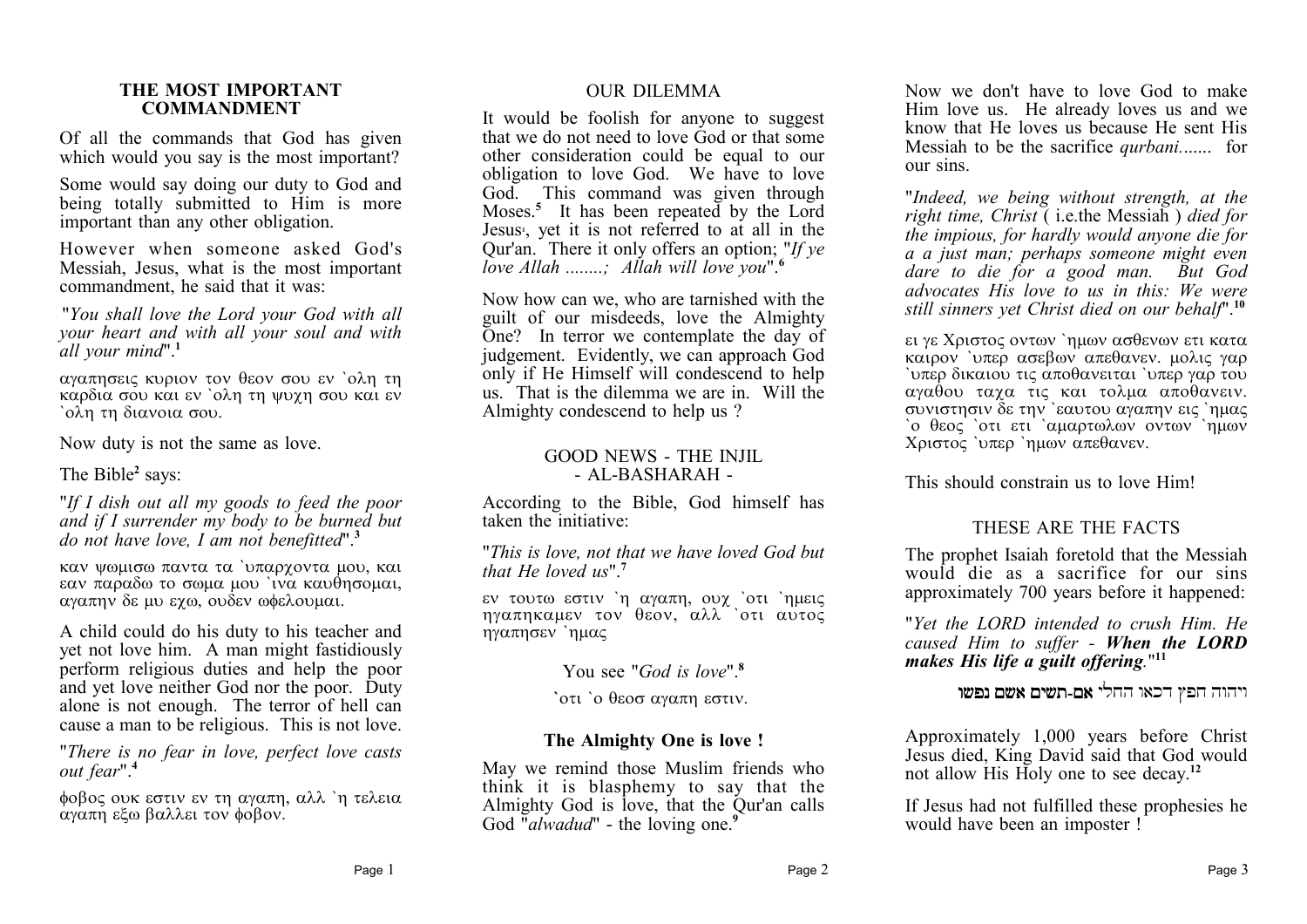## THE MOST IMPORTANT COMMANDMENT

Of all the commands that God has given which would you say is the most important?

Some would say doing our duty to God and being totally submitted to Him is more important than any other obligation.

However when someone asked God's Messiah, Jesus, what is the most important commandment, he said that it was:

"*You shall love the Lord your God with all your heart and with all your soul and with all your mind*".[1]

αγαπησεις κυριον τον θεον σου εν `ολη τη καρδια σου και εν `ολη τη ψυχη σου και εν `ολη τη διανοια σου.

Now duty is not the same as love.

The Bible[2] says:

"*If I dish out all my goods to feed the poor and if I surrender my body to be burned but do not have love, I am not benefitted*".[3]

καν ψωμισω παντα τα `υπαρχοντα μου, και εαν παραδω το σωμα μου `ινα καυθησομαι, αγαπην δε μυ εχω, ουδεν ωφελουμαι.

A child could do his duty to his teacher and yet not love him. A man might fastidiously perform religious duties and help the poor and yet love neither God nor the poor. Duty alone is not enough. The terror of hell can cause a man to be religious. This is not love.

"*There is no fear in love, perfect love casts out fear*".[4]

φοβος ουκ εστιν εν τη αγαπη, αλλ `η τελεια αγαπη εξω βαλλει τον φοβον.

## OUR DILEMMA

It would be foolish for anyone to suggest that we do not need to love God or that some other consideration could be equal to our obligation to love God. We have to love God. This command was given through Moses.[5] It has been repeated by the Lord Jesus[1], yet it is not referred to at all in the Qur'an. There it only offers an option; "*If ye love Allah ........; Allah will love you*".[6]

Now how can we, who are tarnished with the guilt of our misdeeds, love the Almighty One? In terror we contemplate the day of judgement. Evidently, we can approach God only if He Himself will condescend to help us. That is the dilemma we are in. Will the Almighty condescend to help us ?

## GOOD NEWS - THE INJIL - AL-BASHARAH -

According to the Bible, God himself has taken the initiative:

"*This is love, not that we have loved God but that He loved us*".[7]

εν τουτω εστιν `η αγαπη, ουχ `οτι `ημεις ηγαπηκαμεν τον θεον, αλλ `οτι αυτος ηγαπησεν `ημας

You see "*God is love*".[8]

`οτι `ο θεοσ αγαπη εστιν.

**The Almighty One is love !**

May we remind those Muslim friends who think it is blasphemy to say that the Almighty God is love, that the Qur'an calls God "*alwadud*" - the loving one.[9]

Now we don't have to love God to make Him love us. He already loves us and we know that He loves us because He sent His Messiah to be the sacrifice *qurbani.......* for our sins.

"*Indeed, we being without strength, at the right time, Christ* ( i.e.the Messiah ) *died for the impious, for hardly would anyone die for a a just man; perhaps someone might even dare to die for a good man. But God advocates His love to us in this: We were still sinners yet Christ died on our behalf*".[10]

ει γε Χριστος οντων `ημων ασθενων ετι κατα καιρον `υπερ ασεβων απεθανεν. μολις γαρ `υπερ δικαιου τις αποθανειται `υπερ γαρ του αγαθου ταχα τις και τολμα αποθανειν. συνιστησιν δε την `εαυτου αγαπην εις `ημας `ο θεος `οτι ετι `αμαρτωλων οντων `ημων Χριστος `υπερ `ημων απεθανεν.

This should constrain us to love Him!

## THESE ARE THE FACTS

The prophet Isaiah foretold that the Messiah would die as a sacrifice for our sins approximately 700 years before it happened:

"*Yet the LORD intended to crush Him. He caused Him to suffer - **When the LORD makes His life a guilt offering**.*"[11]

ויהוה חפץ דכאו החלי **אם-תשים אשם נפשו**

Approximately 1,000 years before Christ Jesus died, King David said that God would not allow His Holy one to see decay.[12]

If Jesus had not fulfilled these prophesies he would have been an imposter !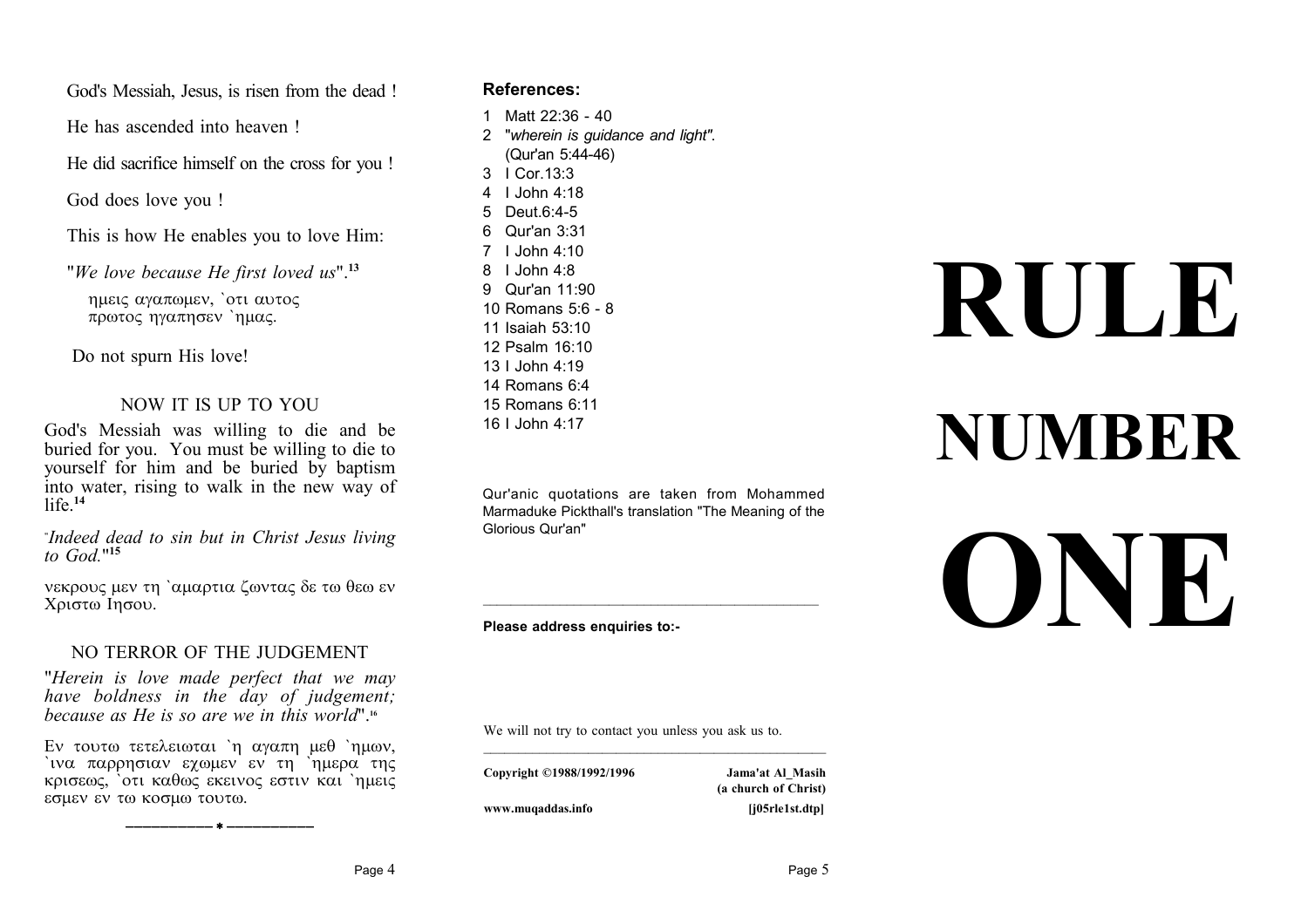God's Messiah, Jesus, is risen from the dead !

He has ascended into heaven !

He did sacrifice himself on the cross for you !

God does love you !

This is how He enables you to love Him:

"*We love because He first loved us*".[13]

ημεις αγαπωμεν, `οτι αυτος πρωτος ηγαπησεν `ημας.

Do not spurn His love!

## NOW IT IS UP TO YOU

God's Messiah was willing to die and be buried for you. You must be willing to die to yourself for him and be buried by baptism into water, rising to walk in the new way of life.[14]

"*Indeed dead to sin but in Christ Jesus living to God.*"[15]

νεκρους μεν τη `αμαρτια ζωντας δε τω θεω εν Χριστω Ιησου.

## NO TERROR OF THE JUDGEMENT

"*Herein is love made perfect that we may have boldness in the day of judgement; because as He is so are we in this world*".[16]

Εν τουτω τετελειωται `η αγαπη μεθ `ημων, `ινα παρρησιαν εχωμεν εν τη `ημερα της κρισεως, `οτι καθως εκεινος εστιν και `ημεις εσμεν εν τω κοσμω τουτω.

———— * ————

**References:**

1 Matt 22:36 - 40
2 "*wherein is guidance and light*". (Qur'an 5:44-46)
3 I Cor.13:3
4 I John 4:18
5 Deut.6:4-5
6 Qur'an 3:31
7 I John 4:10
8 I John 4:8
9 Qur'an 11:90
10 Romans 5:6 - 8
11 Isaiah 53:10
12 Psalm 16:10
13 I John 4:19
14 Romans 6:4
15 Romans 6:11
16 I John 4:17

Qur'anic quotations are taken from Mohammed Marmaduke Pickthall's translation "The Meaning of the Glorious Qur'an"

---

**Please address enquiries to:-**

We will not try to contact you unless you ask us to.

---

**Copyright ©1988/1992/1996** **Jama'at Al_Masih (a church of Christ)**

**www.muqaddas.info** **[j05rle1st.dtp]**

# RULE NUMBER ONE